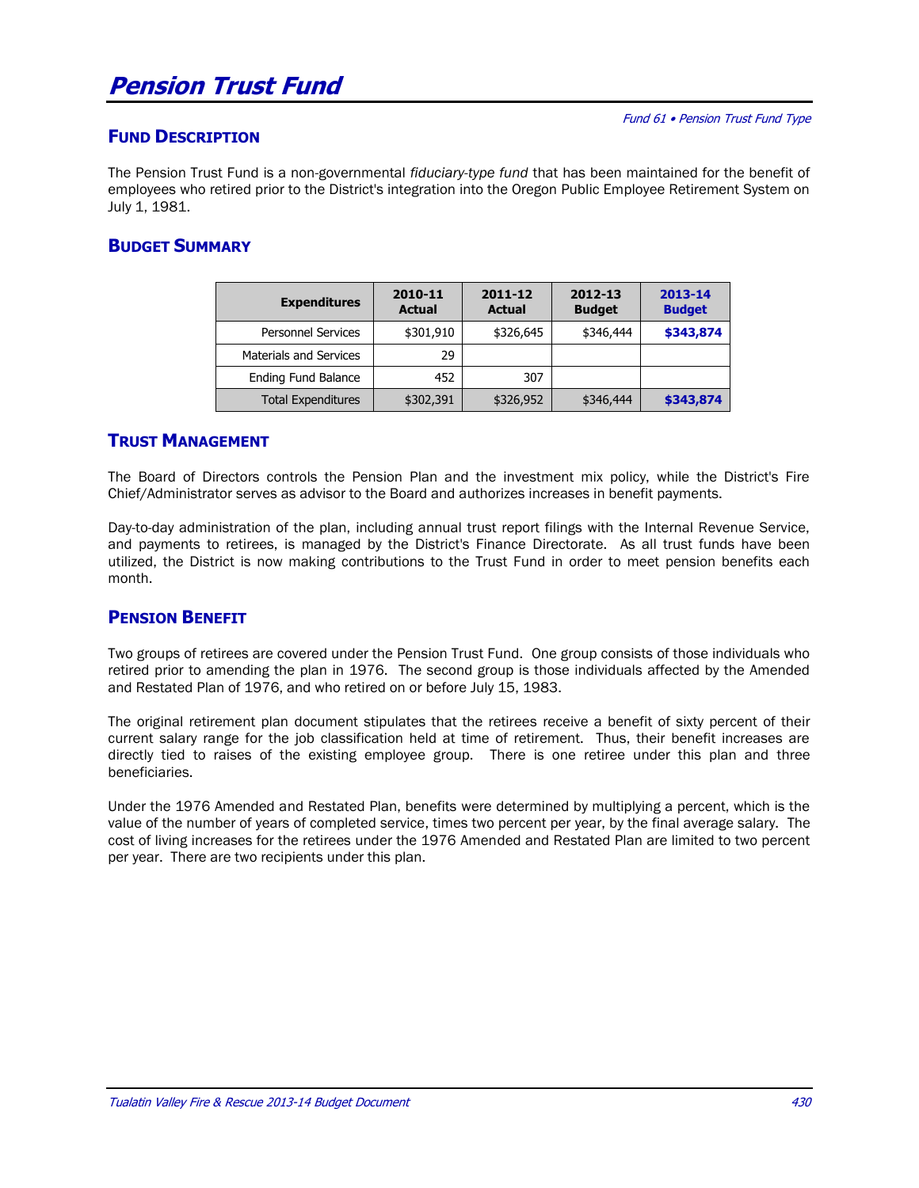# Pension Trust Fund

*Fund 61 • Pension Trust Fund Type*

## Fund Description

The Pension Trust Fund is a non-governmental *fiduciary-type fund* that has been maintained for the benefit of employees who retired prior to the District's integration into the Oregon Public Employee Retirement System on July 1, 1981.

## Budget Summary

| Expenditures | 2010-11 Actual | 2011-12 Actual | 2012-13 Budget | 2013-14 Budget |
|---|---|---|---|---|
| Personnel Services | $301,910 | $326,645 | $346,444 | **$343,874** |
| Materials and Services | 29 | | | |
| Ending Fund Balance | 452 | 307 | | |
| Total Expenditures | $302,391 | $326,952 | $346,444 | **$343,874** |

## Trust Management

The Board of Directors controls the Pension Plan and the investment mix policy, while the District's Fire Chief/Administrator serves as advisor to the Board and authorizes increases in benefit payments.

Day-to-day administration of the plan, including annual trust report filings with the Internal Revenue Service, and payments to retirees, is managed by the District's Finance Directorate. As all trust funds have been utilized, the District is now making contributions to the Trust Fund in order to meet pension benefits each month.

## Pension Benefit

Two groups of retirees are covered under the Pension Trust Fund. One group consists of those individuals who retired prior to amending the plan in 1976. The second group is those individuals affected by the Amended and Restated Plan of 1976, and who retired on or before July 15, 1983.

The original retirement plan document stipulates that the retirees receive a benefit of sixty percent of their current salary range for the job classification held at time of retirement. Thus, their benefit increases are directly tied to raises of the existing employee group. There is one retiree under this plan and three beneficiaries.

Under the 1976 Amended and Restated Plan, benefits were determined by multiplying a percent, which is the value of the number of years of completed service, times two percent per year, by the final average salary. The cost of living increases for the retirees under the 1976 Amended and Restated Plan are limited to two percent per year. There are two recipients under this plan.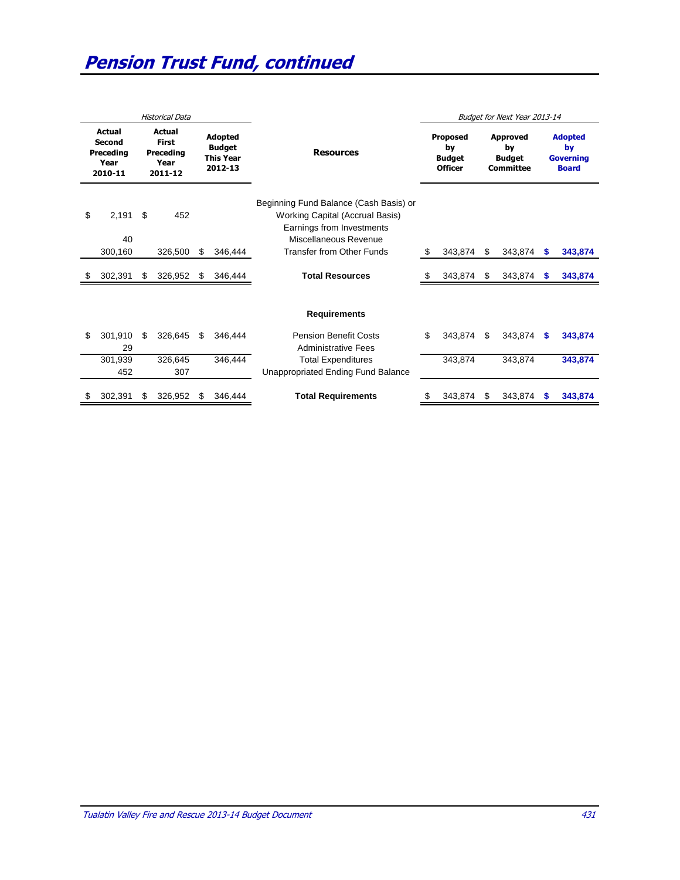# Pension Trust Fund, continued

| *Historical Data* | | | | *Budget for Next Year 2013-14* | | |
|---|---|---|---|---|---|---|
| **Actual Second Preceding Year 2010-11** | **Actual First Preceding Year 2011-12** | **Adopted Budget This Year 2012-13** | **Resources** | **Proposed by Budget Officer** | **Approved by Budget Committee** | **Adopted by Governing Board** |
| $ 2,191 | $ 452 | | Beginning Fund Balance (Cash Basis) or Working Capital (Accrual Basis) | | | |
| | | | Earnings from Investments | | | |
| 40 | | | Miscellaneous Revenue | | | |
| 300,160 | 326,500 | $ 346,444 | Transfer from Other Funds | $ 343,874 | $ 343,874 | **$ 343,874** |
| $ 302,391 | $ 326,952 | $ 346,444 | **Total Resources** | $ 343,874 | $ 343,874 | **$ 343,874** |
| | | | **Requirements** | | | |
| $ 301,910 | $ 326,645 | $ 346,444 | Pension Benefit Costs | $ 343,874 | $ 343,874 | **$ 343,874** |
| 29 | | | Administrative Fees | | | |
| 301,939 | 326,645 | 346,444 | Total Expenditures | 343,874 | 343,874 | **343,874** |
| 452 | 307 | | Unappropriated Ending Fund Balance | | | |
| $ 302,391 | $ 326,952 | $ 346,444 | **Total Requirements** | $ 343,874 | $ 343,874 | **$ 343,874** |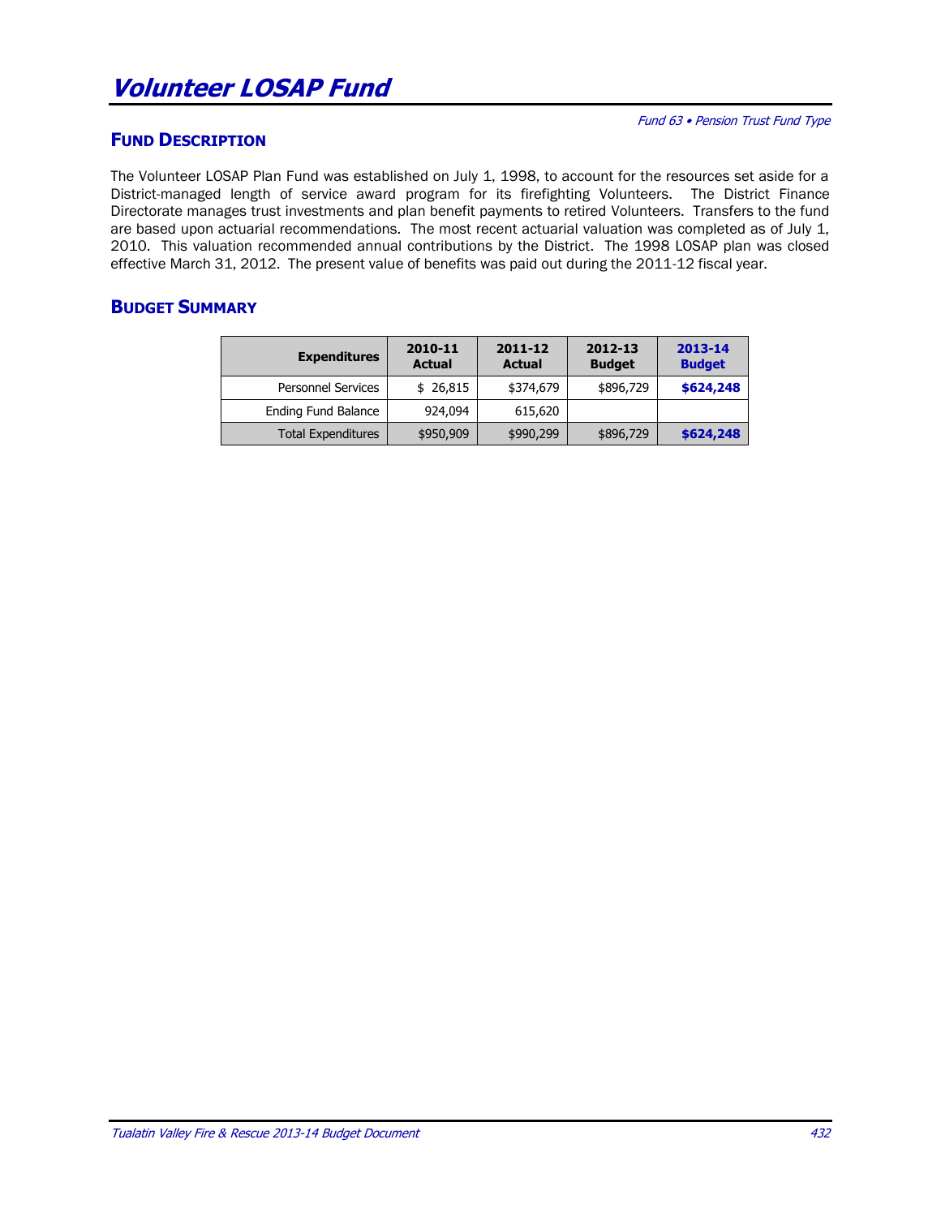# Volunteer LOSAP Fund

*Fund 63 • Pension Trust Fund Type*

## Fund Description

The Volunteer LOSAP Plan Fund was established on July 1, 1998, to account for the resources set aside for a District-managed length of service award program for its firefighting Volunteers. The District Finance Directorate manages trust investments and plan benefit payments to retired Volunteers. Transfers to the fund are based upon actuarial recommendations. The most recent actuarial valuation was completed as of July 1, 2010. This valuation recommended annual contributions by the District. The 1998 LOSAP plan was closed effective March 31, 2012. The present value of benefits was paid out during the 2011-12 fiscal year.

## Budget Summary

| Expenditures | 2010-11 Actual | 2011-12 Actual | 2012-13 Budget | 2013-14 Budget |
|---|---|---|---|---|
| Personnel Services | $ 26,815 | $374,679 | $896,729 | **$624,248** |
| Ending Fund Balance | 924,094 | 615,620 | | |
| Total Expenditures | $950,909 | $990,299 | $896,729 | **$624,248** |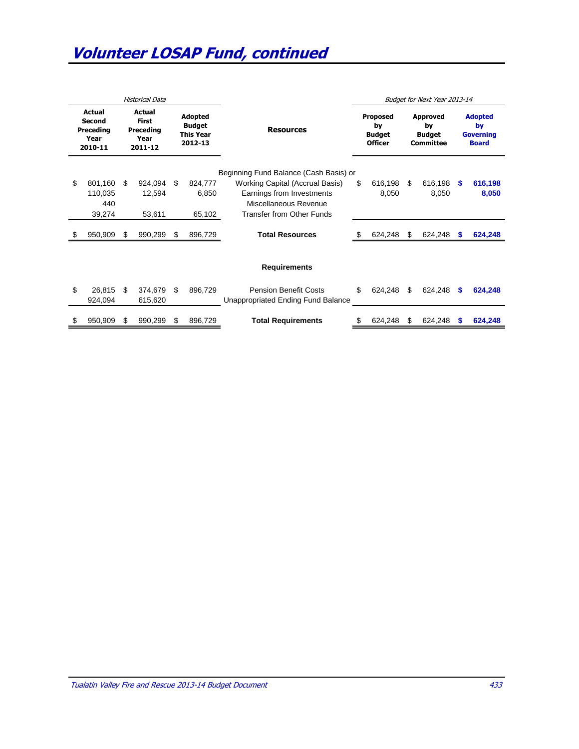# Volunteer LOSAP Fund, continued

| Historical Data | | | | Budget for Next Year 2013-14 | | |
|---|---|---|---|---|---|---|
| Actual Second Preceding Year 2010-11 | Actual First Preceding Year 2011-12 | Adopted Budget This Year 2012-13 | **Resources** | Proposed by Budget Officer | Approved by Budget Committee | Adopted by Governing Board |
| $ 801,160 | $ 924,094 | $ 824,777 | Beginning Fund Balance (Cash Basis) or Working Capital (Accrual Basis) | $ 616,198 | $ 616,198 | **$ 616,198** |
| 110,035 | 12,594 | 6,850 | Earnings from Investments | 8,050 | 8,050 | **8,050** |
| 440 | | | Miscellaneous Revenue | | | |
| 39,274 | 53,611 | 65,102 | Transfer from Other Funds | | | |
| $ 950,909 | $ 990,299 | $ 896,729 | **Total Resources** | $ 624,248 | $ 624,248 | **$ 624,248** |
| | | | **Requirements** | | | |
| $ 26,815 | $ 374,679 | $ 896,729 | Pension Benefit Costs | $ 624,248 | $ 624,248 | **$ 624,248** |
| 924,094 | 615,620 | | Unappropriated Ending Fund Balance | | | |
| $ 950,909 | $ 990,299 | $ 896,729 | **Total Requirements** | $ 624,248 | $ 624,248 | **$ 624,248** |